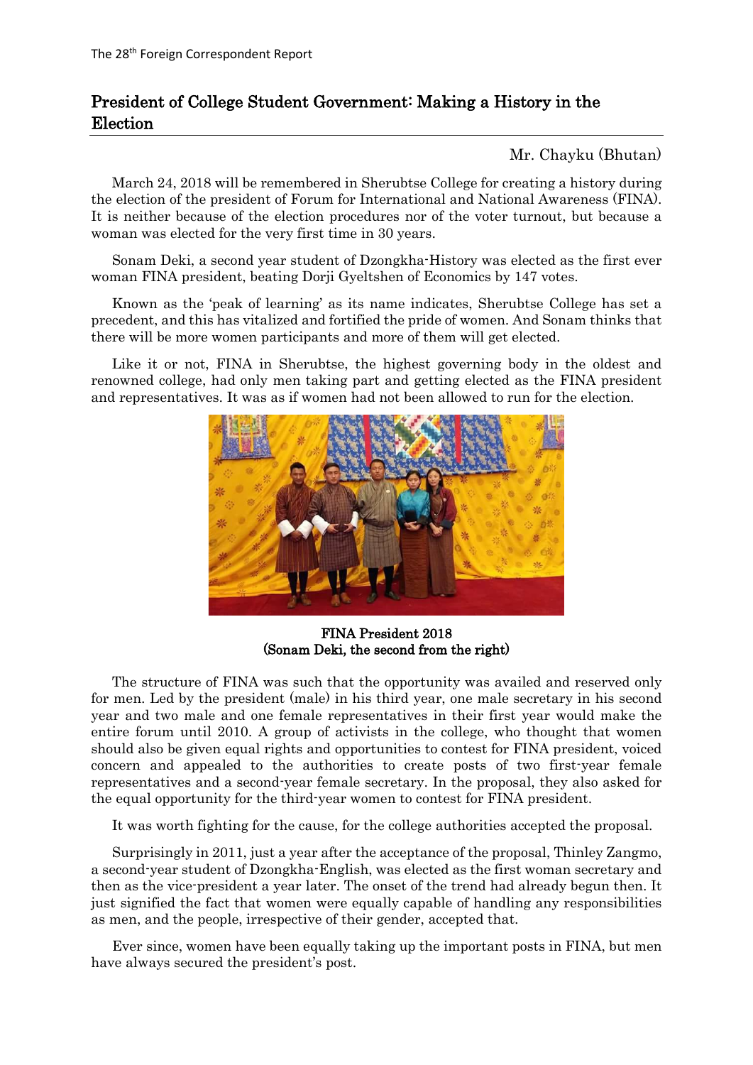# President of College Student Government: Making a History in the Election

Mr. Chayku (Bhutan)

March 24, 2018 will be remembered in Sherubtse College for creating a history during the election of the president of Forum for International and National Awareness (FINA). It is neither because of the election procedures nor of the voter turnout, but because a woman was elected for the very first time in 30 years.

Sonam Deki, a second year student of Dzongkha-History was elected as the first ever woman FINA president, beating Dorji Gyeltshen of Economics by 147 votes.

Known as the 'peak of learning' as its name indicates, Sherubtse College has set a precedent, and this has vitalized and fortified the pride of women. And Sonam thinks that there will be more women participants and more of them will get elected.

Like it or not, FINA in Sherubtse, the highest governing body in the oldest and renowned college, had only men taking part and getting elected as the FINA president and representatives. It was as if women had not been allowed to run for the election.

**FINA President 2018**
**(Sonam Deki, the second from the right)**

The structure of FINA was such that the opportunity was availed and reserved only for men. Led by the president (male) in his third year, one male secretary in his second year and two male and one female representatives in their first year would make the entire forum until 2010. A group of activists in the college, who thought that women should also be given equal rights and opportunities to contest for FINA president, voiced concern and appealed to the authorities to create posts of two first-year female representatives and a second-year female secretary. In the proposal, they also asked for the equal opportunity for the third-year women to contest for FINA president.

It was worth fighting for the cause, for the college authorities accepted the proposal.

Surprisingly in 2011, just a year after the acceptance of the proposal, Thinley Zangmo, a second-year student of Dzongkha-English, was elected as the first woman secretary and then as the vice-president a year later. The onset of the trend had already begun then. It just signified the fact that women were equally capable of handling any responsibilities as men, and the people, irrespective of their gender, accepted that.

Ever since, women have been equally taking up the important posts in FINA, but men have always secured the president's post.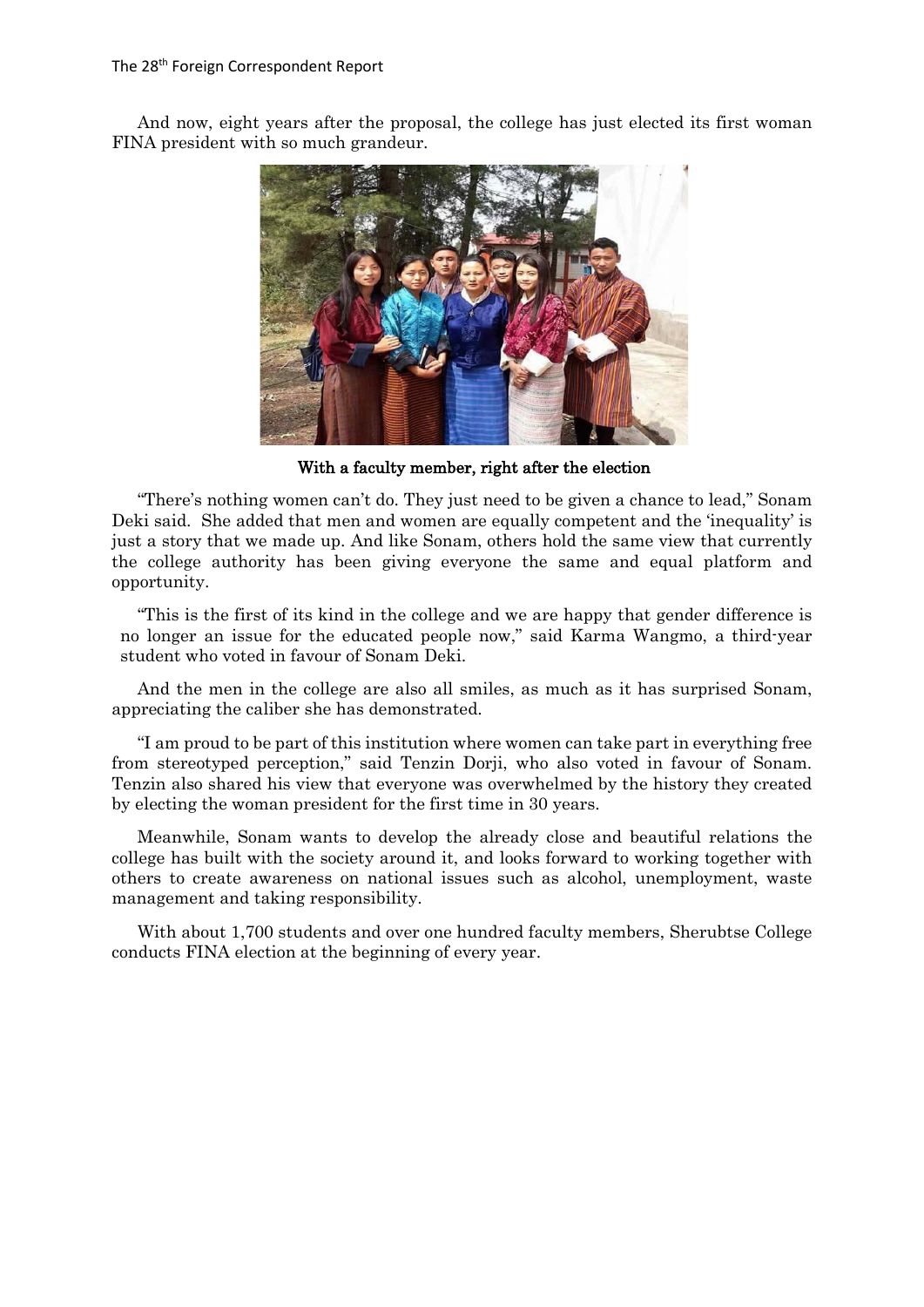And now, eight years after the proposal, the college has just elected its first woman FINA president with so much grandeur.

**With a faculty member, right after the election**

"There's nothing women can't do. They just need to be given a chance to lead," Sonam Deki said. She added that men and women are equally competent and the 'inequality' is just a story that we made up. And like Sonam, others hold the same view that currently the college authority has been giving everyone the same and equal platform and opportunity.

"This is the first of its kind in the college and we are happy that gender difference is no longer an issue for the educated people now," said Karma Wangmo, a third-year student who voted in favour of Sonam Deki.

And the men in the college are also all smiles, as much as it has surprised Sonam, appreciating the caliber she has demonstrated.

"I am proud to be part of this institution where women can take part in everything free from stereotyped perception," said Tenzin Dorji, who also voted in favour of Sonam. Tenzin also shared his view that everyone was overwhelmed by the history they created by electing the woman president for the first time in 30 years.

Meanwhile, Sonam wants to develop the already close and beautiful relations the college has built with the society around it, and looks forward to working together with others to create awareness on national issues such as alcohol, unemployment, waste management and taking responsibility.

With about 1,700 students and over one hundred faculty members, Sherubtse College conducts FINA election at the beginning of every year.